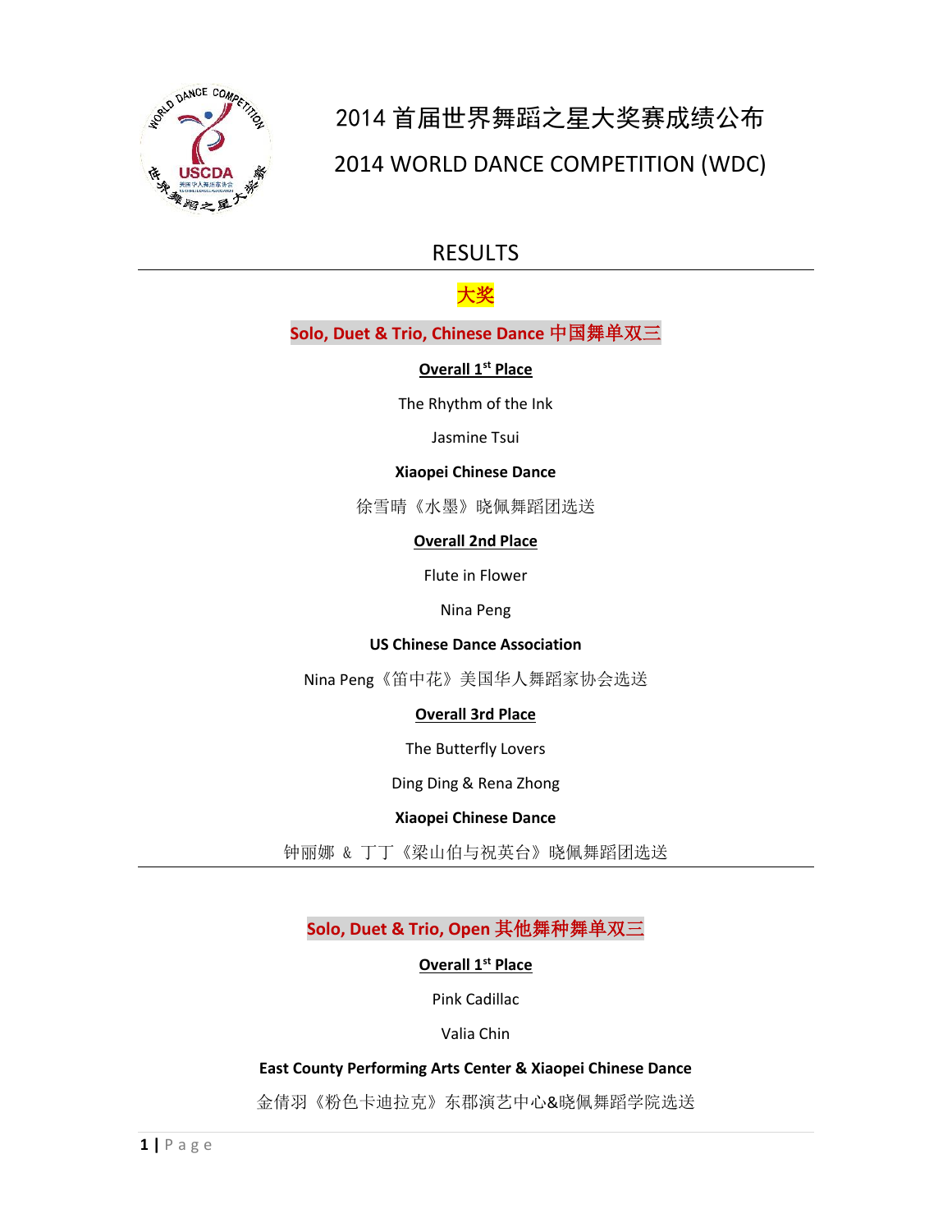# 2014 首届世界舞蹈之星大奖赛成绩公布

# 2014 WORLD DANCE COMPETITION (WDC)

## RESULTS

---

### 大奖

### Solo, Duet & Trio, Chinese Dance 中国舞单双三

**Overall 1st Place**

The Rhythm of the Ink

Jasmine Tsui

**Xiaopei Chinese Dance**

徐雪晴《水墨》晓佩舞蹈团选送

**Overall 2nd Place**

Flute in Flower

Nina Peng

**US Chinese Dance Association**

Nina Peng《笛中花》美国华人舞蹈家协会选送

**Overall 3rd Place**

The Butterfly Lovers

Ding Ding & Rena Zhong

**Xiaopei Chinese Dance**

钟丽娜 & 丁丁《梁山伯与祝英台》晓佩舞蹈团选送

---

### Solo, Duet & Trio, Open 其他舞种舞单双三

**Overall 1st Place**

Pink Cadillac

Valia Chin

**East County Performing Arts Center & Xiaopei Chinese Dance**

金倩羽《粉色卡迪拉克》东郡演艺中心&晓佩舞蹈学院选送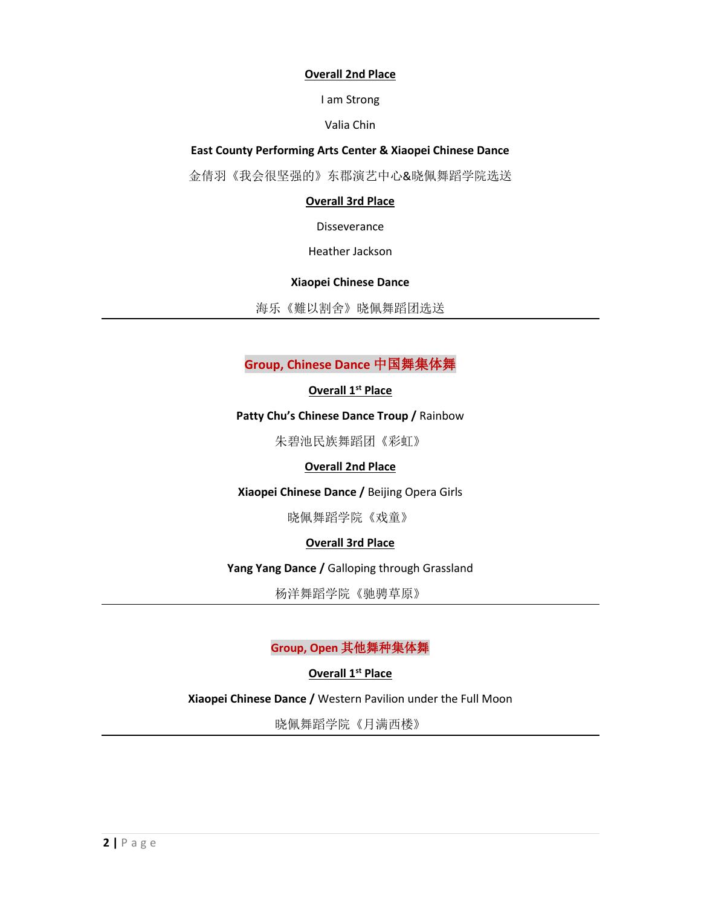**Overall 2nd Place**

I am Strong

Valia Chin

**East County Performing Arts Center & Xiaopei Chinese Dance**

金倩羽《我会很坚强的》东郡演艺中心&晓佩舞蹈学院选送

**Overall 3rd Place**

Disseverance

Heather Jackson

**Xiaopei Chinese Dance**

海乐《難以割舍》晓佩舞蹈团选送

---

## Group, Chinese Dance 中国舞集体舞

**Overall 1st Place**

**Patty Chu's Chinese Dance Troup /** Rainbow

朱碧池民族舞蹈团《彩虹》

**Overall 2nd Place**

**Xiaopei Chinese Dance /** Beijing Opera Girls

晓佩舞蹈学院《戏童》

**Overall 3rd Place**

**Yang Yang Dance /** Galloping through Grassland

杨洋舞蹈学院《驰骋草原》

---

## Group, Open 其他舞种集体舞

**Overall 1st Place**

**Xiaopei Chinese Dance /** Western Pavilion under the Full Moon

晓佩舞蹈学院《月满西楼》

---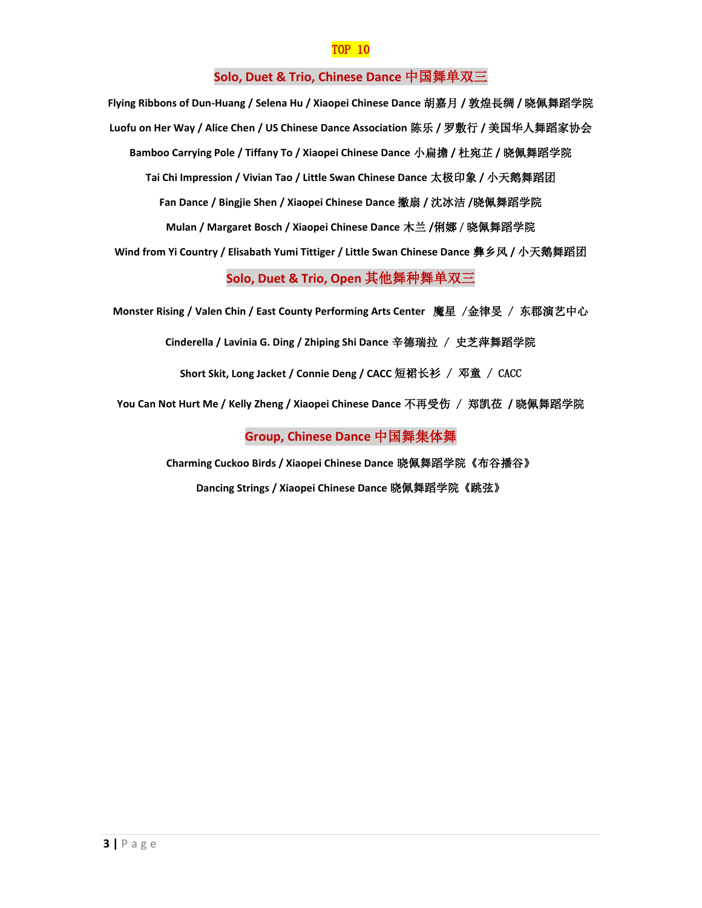# TOP 10

## Solo, Duet & Trio, Chinese Dance 中国舞单双三

**Flying Ribbons of Dun-Huang / Selena Hu / Xiaopei Chinese Dance 胡嘉月 / 敦煌長綢 / 晓佩舞蹈学院**

**Luofu on Her Way / Alice Chen / US Chinese Dance Association 陈乐 / 罗敷行 / 美国华人舞蹈家协会**

**Bamboo Carrying Pole / Tiffany To / Xiaopei Chinese Dance 小扁擔 / 杜宛芷 / 晓佩舞蹈学院**

**Tai Chi Impression / Vivian Tao / Little Swan Chinese Dance 太极印象 / 小天鹅舞蹈团**

**Fan Dance / Bingjie Shen / Xiaopei Chinese Dance 撤扇 / 沈冰洁 /晓佩舞蹈学院**

**Mulan / Margaret Bosch / Xiaopei Chinese Dance 木兰 /俐娜 / 晓佩舞蹈学院**

**Wind from Yi Country / Elisabath Yumi Tittiger / Little Swan Chinese Dance 彝乡风 / 小天鹅舞蹈团**

## Solo, Duet & Trio, Open 其他舞种舞单双三

**Monster Rising / Valen Chin / East County Performing Arts Center** 魔星 /金律旻 / 东郡演艺中心

**Cinderella / Lavinia G. Ding / Zhiping Shi Dance** 辛德瑞拉 / 史芝萍舞蹈学院

**Short Skit, Long Jacket / Connie Deng / CACC** 短裙长衫 / 邓童 / CACC

**You Can Not Hurt Me / Kelly Zheng / Xiaopei Chinese Dance** 不再受伤 / 郑凯莅 **/晓佩舞蹈学院**

## Group, Chinese Dance 中国舞集体舞

**Charming Cuckoo Birds / Xiaopei Chinese Dance 晓佩舞蹈学院《布谷播谷》**

**Dancing Strings / Xiaopei Chinese Dance 晓佩舞蹈学院《跳弦》**